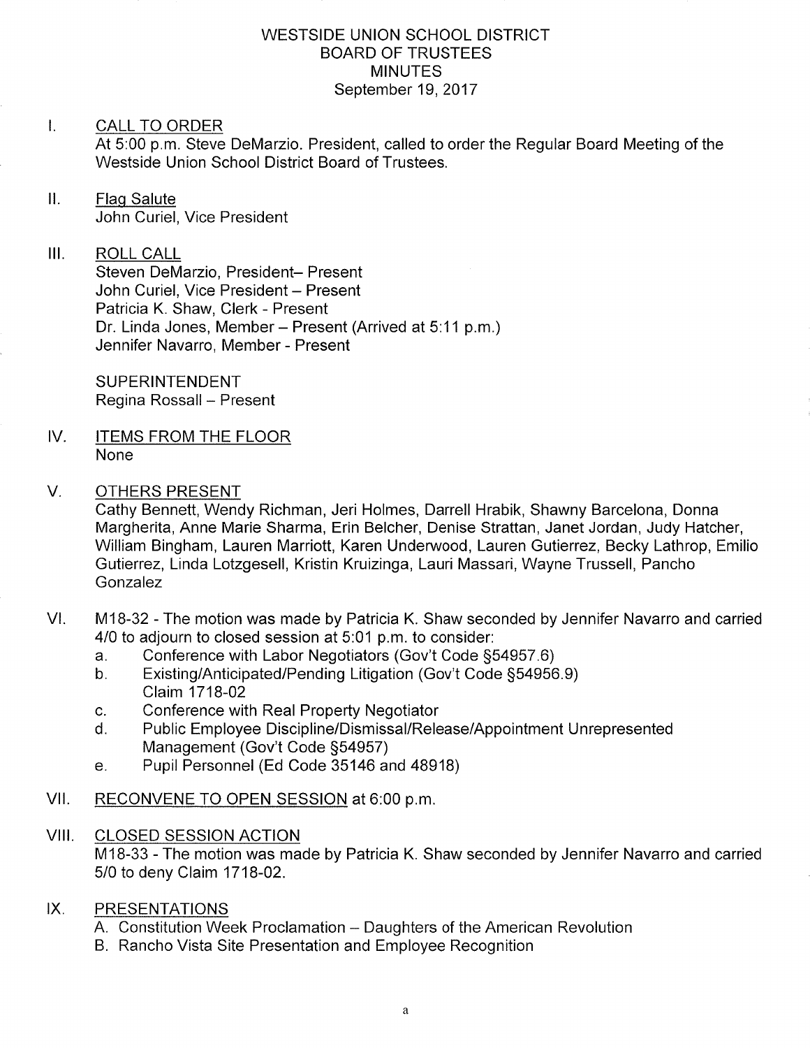# WESTSIDE UNION SCHOOL DISTRICT
## BOARD OF TRUSTEES
## MINUTES
### September 19, 2017

I. CALL TO ORDER

At 5:00 p.m. Steve DeMarzio. President, called to order the Regular Board Meeting of the Westside Union School District Board of Trustees.

II. Flag Salute

John Curiel, Vice President

III. ROLL CALL

Steven DeMarzio, President– Present
John Curiel, Vice President – Present
Patricia K. Shaw, Clerk - Present
Dr. Linda Jones, Member – Present (Arrived at 5:11 p.m.)
Jennifer Navarro, Member - Present

SUPERINTENDENT
Regina Rossall – Present

IV. ITEMS FROM THE FLOOR

None

V. OTHERS PRESENT

Cathy Bennett, Wendy Richman, Jeri Holmes, Darrell Hrabik, Shawny Barcelona, Donna Margherita, Anne Marie Sharma, Erin Belcher, Denise Strattan, Janet Jordan, Judy Hatcher, William Bingham, Lauren Marriott, Karen Underwood, Lauren Gutierrez, Becky Lathrop, Emilio Gutierrez, Linda Lotzgesell, Kristin Kruizinga, Lauri Massari, Wayne Trussell, Pancho Gonzalez

VI. M18-32 - The motion was made by Patricia K. Shaw seconded by Jennifer Navarro and carried 4/0 to adjourn to closed session at 5:01 p.m. to consider:

a. Conference with Labor Negotiators (Gov't Code §54957.6)
b. Existing/Anticipated/Pending Litigation (Gov't Code §54956.9) Claim 1718-02
c. Conference with Real Property Negotiator
d. Public Employee Discipline/Dismissal/Release/Appointment Unrepresented Management (Gov't Code §54957)
e. Pupil Personnel (Ed Code 35146 and 48918)

VII. RECONVENE TO OPEN SESSION at 6:00 p.m.

VIII. CLOSED SESSION ACTION

M18-33 - The motion was made by Patricia K. Shaw seconded by Jennifer Navarro and carried 5/0 to deny Claim 1718-02.

IX. PRESENTATIONS

A. Constitution Week Proclamation – Daughters of the American Revolution
B. Rancho Vista Site Presentation and Employee Recognition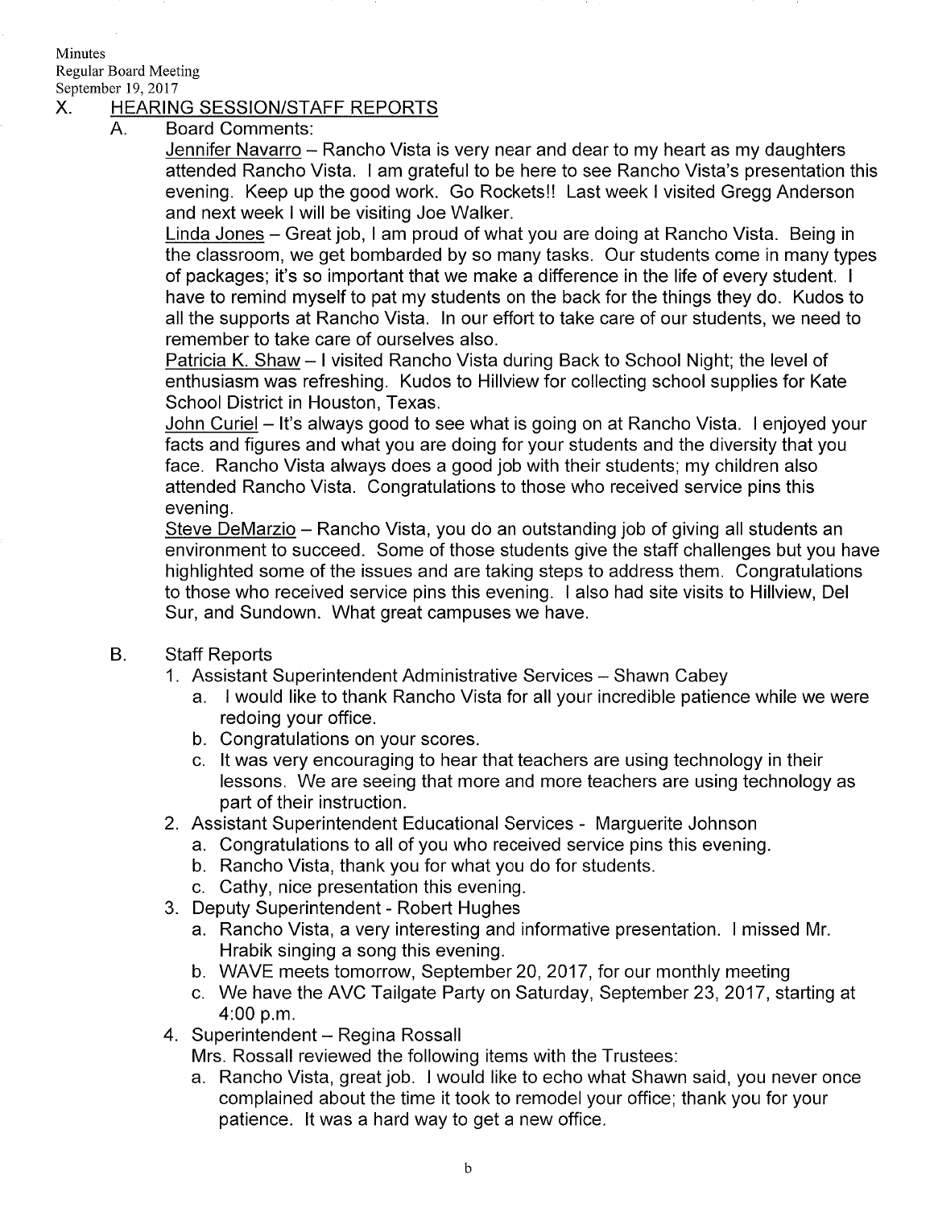Minutes
Regular Board Meeting
September 19, 2017

## X. HEARING SESSION/STAFF REPORTS

### A. Board Comments:

Jennifer Navarro – Rancho Vista is very near and dear to my heart as my daughters attended Rancho Vista. I am grateful to be here to see Rancho Vista's presentation this evening. Keep up the good work. Go Rockets!! Last week I visited Gregg Anderson and next week I will be visiting Joe Walker.

Linda Jones – Great job, I am proud of what you are doing at Rancho Vista. Being in the classroom, we get bombarded by so many tasks. Our students come in many types of packages; it's so important that we make a difference in the life of every student. I have to remind myself to pat my students on the back for the things they do. Kudos to all the supports at Rancho Vista. In our effort to take care of our students, we need to remember to take care of ourselves also.

Patricia K. Shaw – I visited Rancho Vista during Back to School Night; the level of enthusiasm was refreshing. Kudos to Hillview for collecting school supplies for Kate School District in Houston, Texas.

John Curiel – It's always good to see what is going on at Rancho Vista. I enjoyed your facts and figures and what you are doing for your students and the diversity that you face. Rancho Vista always does a good job with their students; my children also attended Rancho Vista. Congratulations to those who received service pins this evening.

Steve DeMarzio – Rancho Vista, you do an outstanding job of giving all students an environment to succeed. Some of those students give the staff challenges but you have highlighted some of the issues and are taking steps to address them. Congratulations to those who received service pins this evening. I also had site visits to Hillview, Del Sur, and Sundown. What great campuses we have.

### B. Staff Reports

1. Assistant Superintendent Administrative Services – Shawn Cabey
   a. I would like to thank Rancho Vista for all your incredible patience while we were redoing your office.
   b. Congratulations on your scores.
   c. It was very encouraging to hear that teachers are using technology in their lessons. We are seeing that more and more teachers are using technology as part of their instruction.
2. Assistant Superintendent Educational Services - Marguerite Johnson
   a. Congratulations to all of you who received service pins this evening.
   b. Rancho Vista, thank you for what you do for students.
   c. Cathy, nice presentation this evening.
3. Deputy Superintendent - Robert Hughes
   a. Rancho Vista, a very interesting and informative presentation. I missed Mr. Hrabik singing a song this evening.
   b. WAVE meets tomorrow, September 20, 2017, for our monthly meeting
   c. We have the AVC Tailgate Party on Saturday, September 23, 2017, starting at 4:00 p.m.
4. Superintendent – Regina Rossall
   Mrs. Rossall reviewed the following items with the Trustees:
   a. Rancho Vista, great job. I would like to echo what Shawn said, you never once complained about the time it took to remodel your office; thank you for your patience. It was a hard way to get a new office.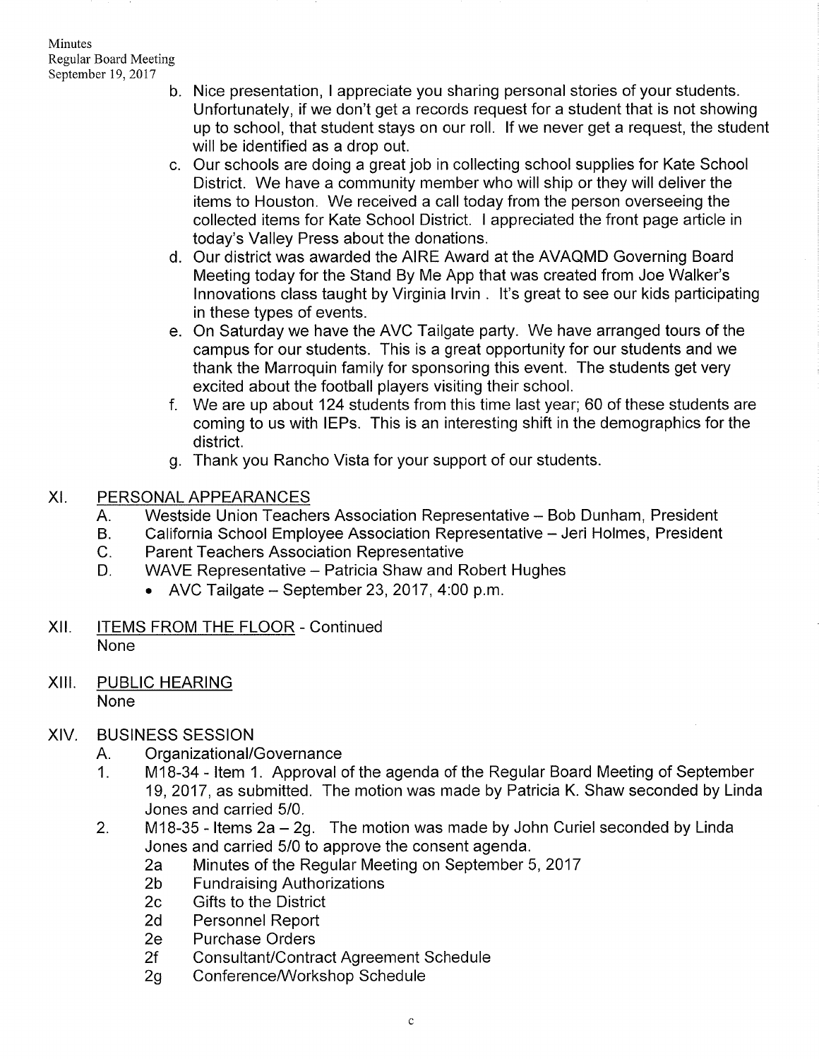b. Nice presentation, I appreciate you sharing personal stories of your students. Unfortunately, if we don't get a records request for a student that is not showing up to school, that student stays on our roll. If we never get a request, the student will be identified as a drop out.

c. Our schools are doing a great job in collecting school supplies for Kate School District. We have a community member who will ship or they will deliver the items to Houston. We received a call today from the person overseeing the collected items for Kate School District. I appreciated the front page article in today's Valley Press about the donations.

d. Our district was awarded the AIRE Award at the AVAQMD Governing Board Meeting today for the Stand By Me App that was created from Joe Walker's Innovations class taught by Virginia Irvin . It's great to see our kids participating in these types of events.

e. On Saturday we have the AVC Tailgate party. We have arranged tours of the campus for our students. This is a great opportunity for our students and we thank the Marroquin family for sponsoring this event. The students get very excited about the football players visiting their school.

f. We are up about 124 students from this time last year; 60 of these students are coming to us with IEPs. This is an interesting shift in the demographics for the district.

g. Thank you Rancho Vista for your support of our students.

## XI. PERSONAL APPEARANCES

A. Westside Union Teachers Association Representative – Bob Dunham, President

B. California School Employee Association Representative – Jeri Holmes, President

C. Parent Teachers Association Representative

D. WAVE Representative – Patricia Shaw and Robert Hughes

- AVC Tailgate – September 23, 2017, 4:00 p.m.

## XII. ITEMS FROM THE FLOOR - Continued

None

## XIII. PUBLIC HEARING

None

## XIV. BUSINESS SESSION

A. Organizational/Governance

1. M18-34 - Item 1. Approval of the agenda of the Regular Board Meeting of September 19, 2017, as submitted. The motion was made by Patricia K. Shaw seconded by Linda Jones and carried 5/0.

2. M18-35 - Items 2a – 2g. The motion was made by John Curiel seconded by Linda Jones and carried 5/0 to approve the consent agenda.

   2a Minutes of the Regular Meeting on September 5, 2017
   
   2b Fundraising Authorizations
   
   2c Gifts to the District
   
   2d Personnel Report
   
   2e Purchase Orders
   
   2f Consultant/Contract Agreement Schedule
   
   2g Conference/Workshop Schedule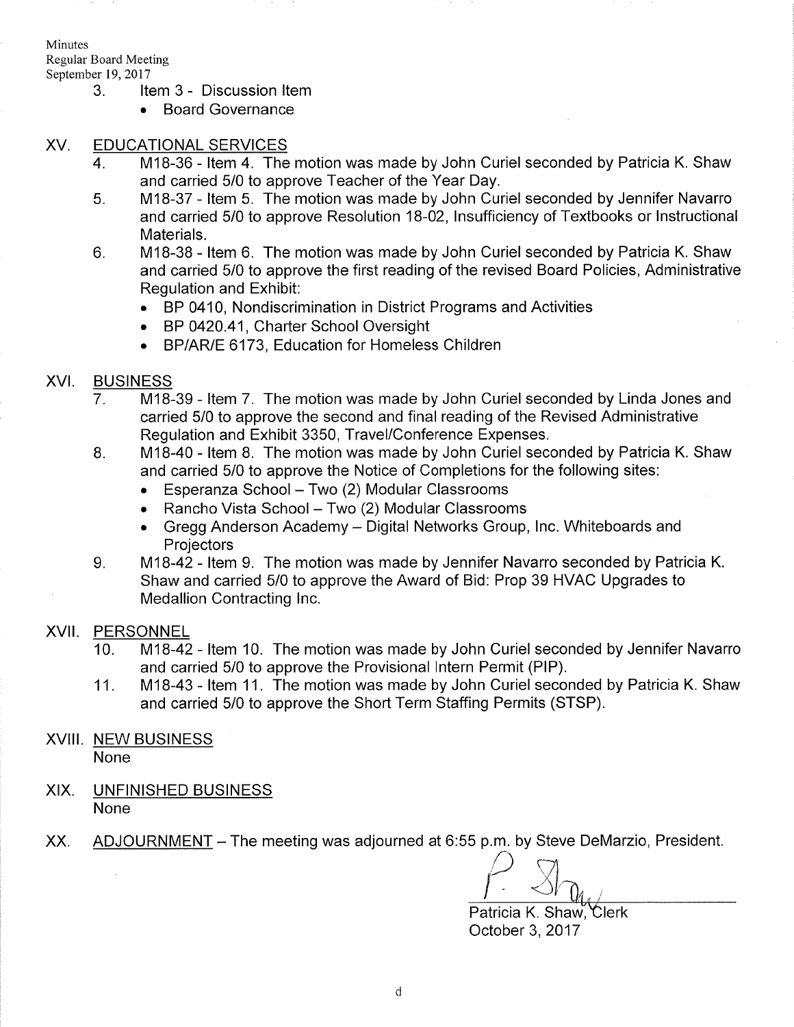3. Item 3 - Discussion Item
   - Board Governance

## XV. EDUCATIONAL SERVICES

4. M18-36 - Item 4. The motion was made by John Curiel seconded by Patricia K. Shaw and carried 5/0 to approve Teacher of the Year Day.
5. M18-37 - Item 5. The motion was made by John Curiel seconded by Jennifer Navarro and carried 5/0 to approve Resolution 18-02, Insufficiency of Textbooks or Instructional Materials.
6. M18-38 - Item 6. The motion was made by John Curiel seconded by Patricia K. Shaw and carried 5/0 to approve the first reading of the revised Board Policies, Administrative Regulation and Exhibit:
   - BP 0410, Nondiscrimination in District Programs and Activities
   - BP 0420.41, Charter School Oversight
   - BP/AR/E 6173, Education for Homeless Children

## XVI. BUSINESS

7. M18-39 - Item 7. The motion was made by John Curiel seconded by Linda Jones and carried 5/0 to approve the second and final reading of the Revised Administrative Regulation and Exhibit 3350, Travel/Conference Expenses.
8. M18-40 - Item 8. The motion was made by John Curiel seconded by Patricia K. Shaw and carried 5/0 to approve the Notice of Completions for the following sites:
   - Esperanza School – Two (2) Modular Classrooms
   - Rancho Vista School – Two (2) Modular Classrooms
   - Gregg Anderson Academy – Digital Networks Group, Inc. Whiteboards and Projectors
9. M18-42 - Item 9. The motion was made by Jennifer Navarro seconded by Patricia K. Shaw and carried 5/0 to approve the Award of Bid: Prop 39 HVAC Upgrades to Medallion Contracting Inc.

## XVII. PERSONNEL

10. M18-42 - Item 10. The motion was made by John Curiel seconded by Jennifer Navarro and carried 5/0 to approve the Provisional Intern Permit (PIP).
11. M18-43 - Item 11. The motion was made by John Curiel seconded by Patricia K. Shaw and carried 5/0 to approve the Short Term Staffing Permits (STSP).

## XVIII. NEW BUSINESS

None

## XIX. UNFINISHED BUSINESS

None

## XX. ADJOURNMENT – The meeting was adjourned at 6:55 p.m. by Steve DeMarzio, President.

Patricia K. Shaw, Clerk
October 3, 2017